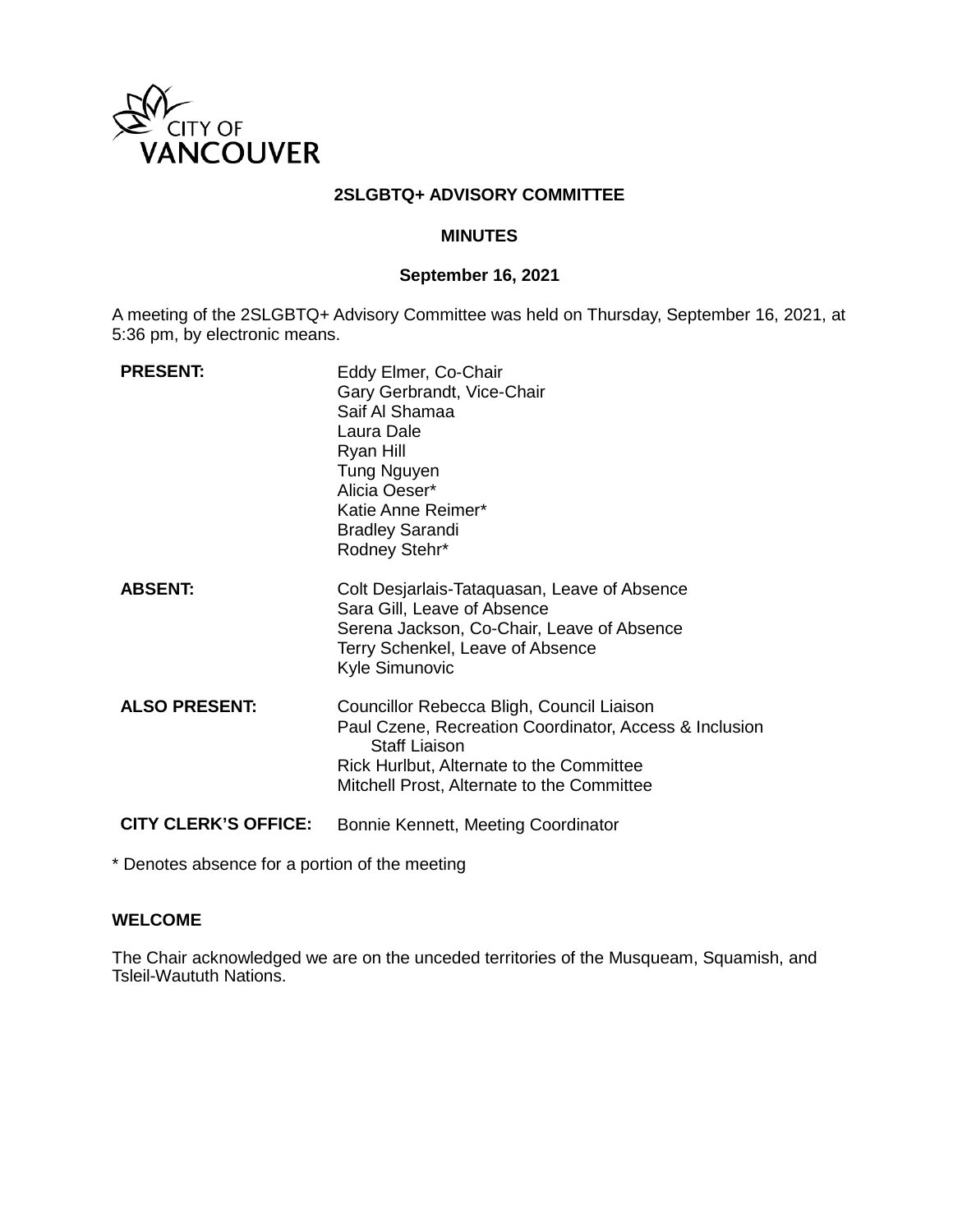CITY OF VANCOUVER

# 2SLGBTQ+ ADVISORY COMMITTEE

## MINUTES

### September 16, 2021

A meeting of the 2SLGBTQ+ Advisory Committee was held on Thursday, September 16, 2021, at 5:36 pm, by electronic means.

| | |
|---|---|
| **PRESENT:** | Eddy Elmer, Co-Chair<br>Gary Gerbrandt, Vice-Chair<br>Saif Al Shamaa<br>Laura Dale<br>Ryan Hill<br>Tung Nguyen<br>Alicia Oeser*<br>Katie Anne Reimer*<br>Bradley Sarandi<br>Rodney Stehr* |
| **ABSENT:** | Colt Desjarlais-Tataquasan, Leave of Absence<br>Sara Gill, Leave of Absence<br>Serena Jackson, Co-Chair, Leave of Absence<br>Terry Schenkel, Leave of Absence<br>Kyle Simunovic |
| **ALSO PRESENT:** | Councillor Rebecca Bligh, Council Liaison<br>Paul Czene, Recreation Coordinator, Access & Inclusion Staff Liaison<br>Rick Hurlbut, Alternate to the Committee<br>Mitchell Prost, Alternate to the Committee |
| **CITY CLERK'S OFFICE:** | Bonnie Kennett, Meeting Coordinator |

* Denotes absence for a portion of the meeting

**WELCOME**

The Chair acknowledged we are on the unceded territories of the Musqueam, Squamish, and Tsleil-Waututh Nations.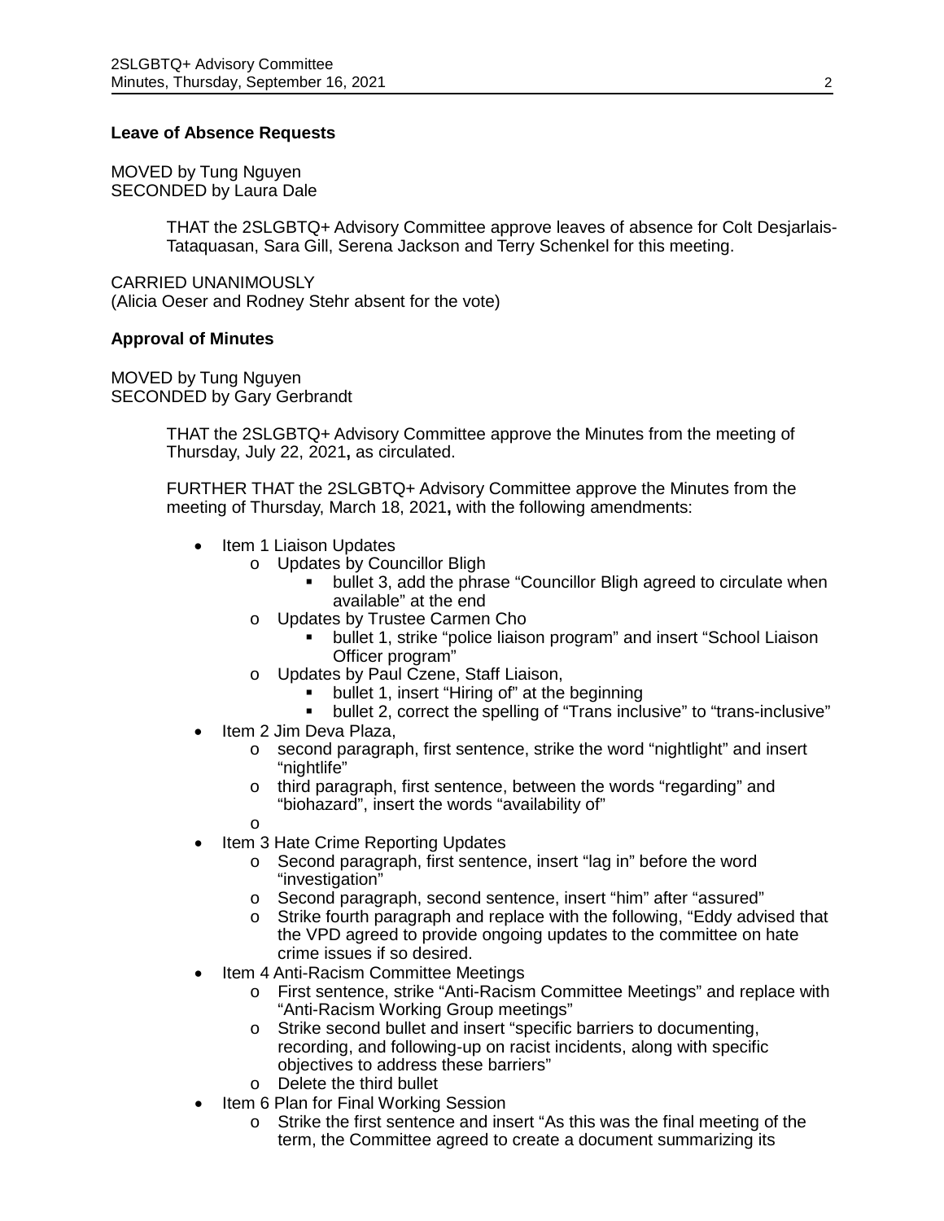**Leave of Absence Requests**

MOVED by Tung Nguyen
SECONDED by Laura Dale

> THAT the 2SLGBTQ+ Advisory Committee approve leaves of absence for Colt Desjarlais-Tataquasan, Sara Gill, Serena Jackson and Terry Schenkel for this meeting.

CARRIED UNANIMOUSLY
(Alicia Oeser and Rodney Stehr absent for the vote)

**Approval of Minutes**

MOVED by Tung Nguyen
SECONDED by Gary Gerbrandt

> THAT the 2SLGBTQ+ Advisory Committee approve the Minutes from the meeting of Thursday, July 22, 2021**,** as circulated.
>
> FURTHER THAT the 2SLGBTQ+ Advisory Committee approve the Minutes from the meeting of Thursday, March 18, 2021**,** with the following amendments:

- Item 1 Liaison Updates
  - Updates by Councillor Bligh
    - bullet 3, add the phrase "Councillor Bligh agreed to circulate when available" at the end
  - Updates by Trustee Carmen Cho
    - bullet 1, strike "police liaison program" and insert "School Liaison Officer program"
  - Updates by Paul Czene, Staff Liaison,
    - bullet 1, insert "Hiring of" at the beginning
    - bullet 2, correct the spelling of "Trans inclusive" to "trans-inclusive"
- Item 2 Jim Deva Plaza,
  - second paragraph, first sentence, strike the word "nightlight" and insert "nightlife"
  - third paragraph, first sentence, between the words "regarding" and "biohazard", insert the words "availability of"
  -
- Item 3 Hate Crime Reporting Updates
  - Second paragraph, first sentence, insert "lag in" before the word "investigation"
  - Second paragraph, second sentence, insert "him" after "assured"
  - Strike fourth paragraph and replace with the following, "Eddy advised that the VPD agreed to provide ongoing updates to the committee on hate crime issues if so desired.
- Item 4 Anti-Racism Committee Meetings
  - First sentence, strike "Anti-Racism Committee Meetings" and replace with "Anti-Racism Working Group meetings"
  - Strike second bullet and insert "specific barriers to documenting, recording, and following-up on racist incidents, along with specific objectives to address these barriers"
  - Delete the third bullet
- Item 6 Plan for Final Working Session
  - Strike the first sentence and insert "As this was the final meeting of the term, the Committee agreed to create a document summarizing its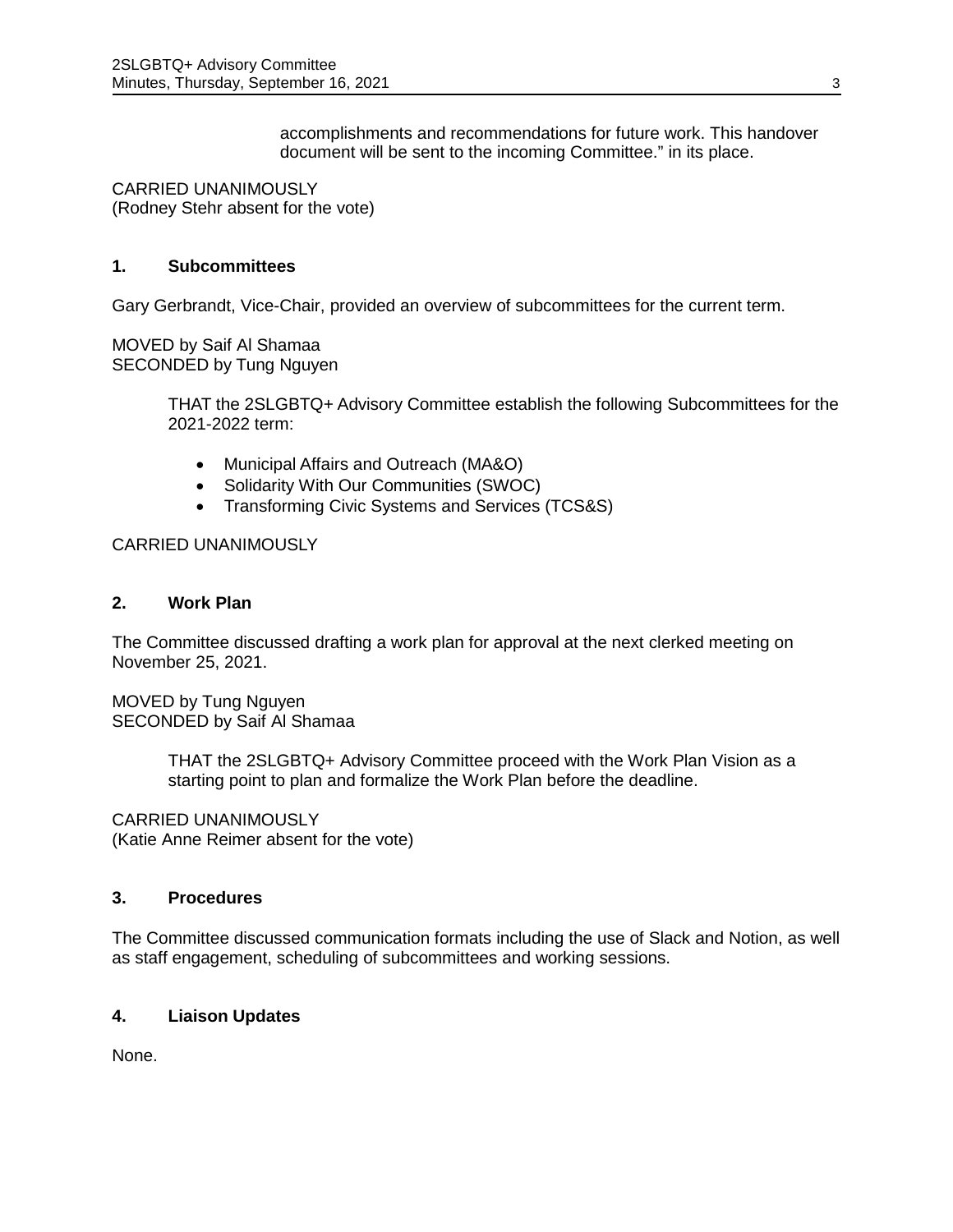accomplishments and recommendations for future work. This handover document will be sent to the incoming Committee." in its place.

CARRIED UNANIMOUSLY
(Rodney Stehr absent for the vote)

## 1. Subcommittees

Gary Gerbrandt, Vice-Chair, provided an overview of subcommittees for the current term.

MOVED by Saif Al Shamaa
SECONDED by Tung Nguyen

> THAT the 2SLGBTQ+ Advisory Committee establish the following Subcommittees for the 2021-2022 term:
>
> - Municipal Affairs and Outreach (MA&O)
> - Solidarity With Our Communities (SWOC)
> - Transforming Civic Systems and Services (TCS&S)

CARRIED UNANIMOUSLY

## 2. Work Plan

The Committee discussed drafting a work plan for approval at the next clerked meeting on November 25, 2021.

MOVED by Tung Nguyen
SECONDED by Saif Al Shamaa

> THAT the 2SLGBTQ+ Advisory Committee proceed with the Work Plan Vision as a starting point to plan and formalize the Work Plan before the deadline.

CARRIED UNANIMOUSLY
(Katie Anne Reimer absent for the vote)

## 3. Procedures

The Committee discussed communication formats including the use of Slack and Notion, as well as staff engagement, scheduling of subcommittees and working sessions.

## 4. Liaison Updates

None.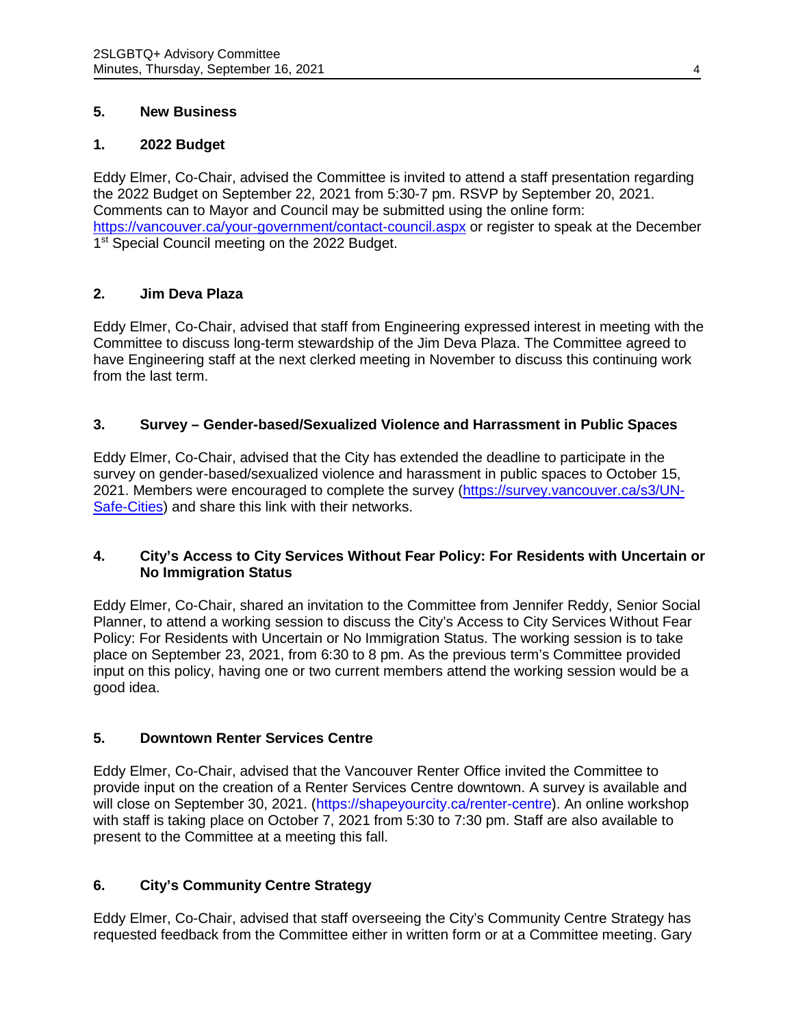## 5. New Business

### 1. 2022 Budget

Eddy Elmer, Co-Chair, advised the Committee is invited to attend a staff presentation regarding the 2022 Budget on September 22, 2021 from 5:30-7 pm. RSVP by September 20, 2021. Comments can to Mayor and Council may be submitted using the online form: [https://vancouver.ca/your-government/contact-council.aspx](https://vancouver.ca/your-government/contact-council.aspx) or register to speak at the December 1st Special Council meeting on the 2022 Budget.

### 2. Jim Deva Plaza

Eddy Elmer, Co-Chair, advised that staff from Engineering expressed interest in meeting with the Committee to discuss long-term stewardship of the Jim Deva Plaza. The Committee agreed to have Engineering staff at the next clerked meeting in November to discuss this continuing work from the last term.

### 3. Survey – Gender-based/Sexualized Violence and Harrassment in Public Spaces

Eddy Elmer, Co-Chair, advised that the City has extended the deadline to participate in the survey on gender-based/sexualized violence and harassment in public spaces to October 15, 2021. Members were encouraged to complete the survey ([https://survey.vancouver.ca/s3/UN-Safe-Cities](https://survey.vancouver.ca/s3/UN-Safe-Cities)) and share this link with their networks.

### 4. City's Access to City Services Without Fear Policy: For Residents with Uncertain or No Immigration Status

Eddy Elmer, Co-Chair, shared an invitation to the Committee from Jennifer Reddy, Senior Social Planner, to attend a working session to discuss the City's Access to City Services Without Fear Policy: For Residents with Uncertain or No Immigration Status. The working session is to take place on September 23, 2021, from 6:30 to 8 pm. As the previous term's Committee provided input on this policy, having one or two current members attend the working session would be a good idea.

### 5. Downtown Renter Services Centre

Eddy Elmer, Co-Chair, advised that the Vancouver Renter Office invited the Committee to provide input on the creation of a Renter Services Centre downtown. A survey is available and will close on September 30, 2021. (https://shapeyourcity.ca/renter-centre). An online workshop with staff is taking place on October 7, 2021 from 5:30 to 7:30 pm. Staff are also available to present to the Committee at a meeting this fall.

### 6. City's Community Centre Strategy

Eddy Elmer, Co-Chair, advised that staff overseeing the City's Community Centre Strategy has requested feedback from the Committee either in written form or at a Committee meeting. Gary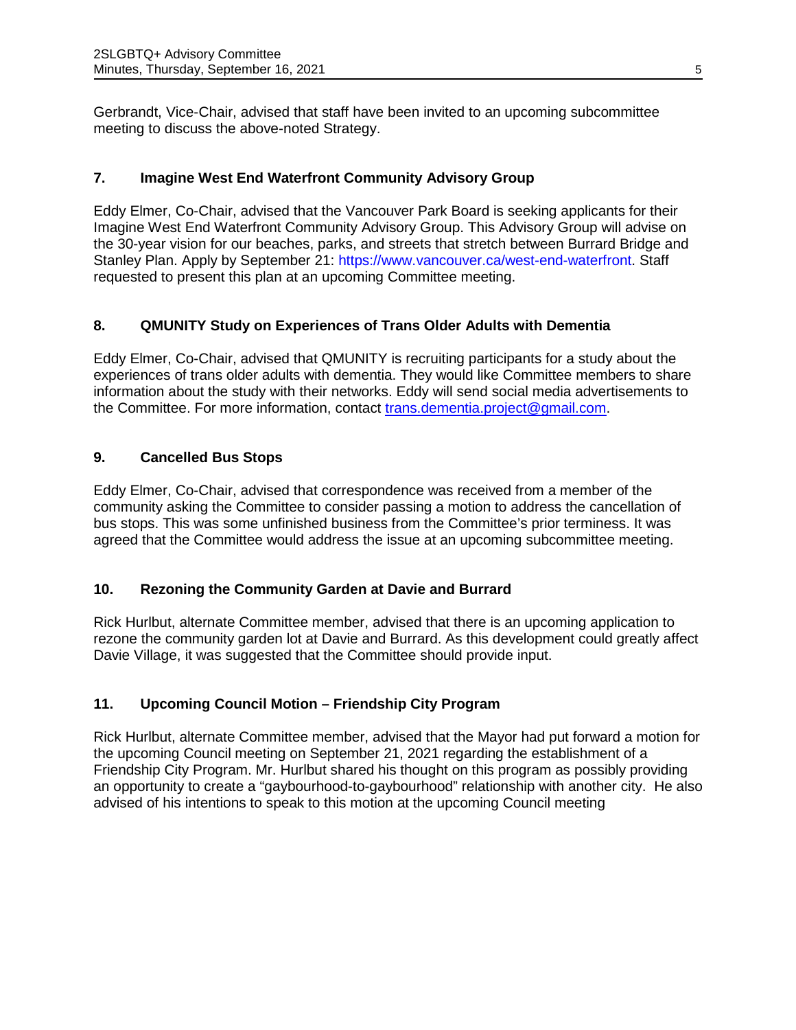Gerbrandt, Vice-Chair, advised that staff have been invited to an upcoming subcommittee meeting to discuss the above-noted Strategy.

### 7. Imagine West End Waterfront Community Advisory Group

Eddy Elmer, Co-Chair, advised that the Vancouver Park Board is seeking applicants for their Imagine West End Waterfront Community Advisory Group. This Advisory Group will advise on the 30-year vision for our beaches, parks, and streets that stretch between Burrard Bridge and Stanley Plan. Apply by September 21: https://www.vancouver.ca/west-end-waterfront. Staff requested to present this plan at an upcoming Committee meeting.

### 8. QMUNITY Study on Experiences of Trans Older Adults with Dementia

Eddy Elmer, Co-Chair, advised that QMUNITY is recruiting participants for a study about the experiences of trans older adults with dementia. They would like Committee members to share information about the study with their networks. Eddy will send social media advertisements to the Committee. For more information, contact trans.dementia.project@gmail.com.

### 9. Cancelled Bus Stops

Eddy Elmer, Co-Chair, advised that correspondence was received from a member of the community asking the Committee to consider passing a motion to address the cancellation of bus stops. This was some unfinished business from the Committee's prior terminess. It was agreed that the Committee would address the issue at an upcoming subcommittee meeting.

### 10. Rezoning the Community Garden at Davie and Burrard

Rick Hurlbut, alternate Committee member, advised that there is an upcoming application to rezone the community garden lot at Davie and Burrard. As this development could greatly affect Davie Village, it was suggested that the Committee should provide input.

### 11. Upcoming Council Motion – Friendship City Program

Rick Hurlbut, alternate Committee member, advised that the Mayor had put forward a motion for the upcoming Council meeting on September 21, 2021 regarding the establishment of a Friendship City Program. Mr. Hurlbut shared his thought on this program as possibly providing an opportunity to create a "gaybourhood-to-gaybourhood" relationship with another city. He also advised of his intentions to speak to this motion at the upcoming Council meeting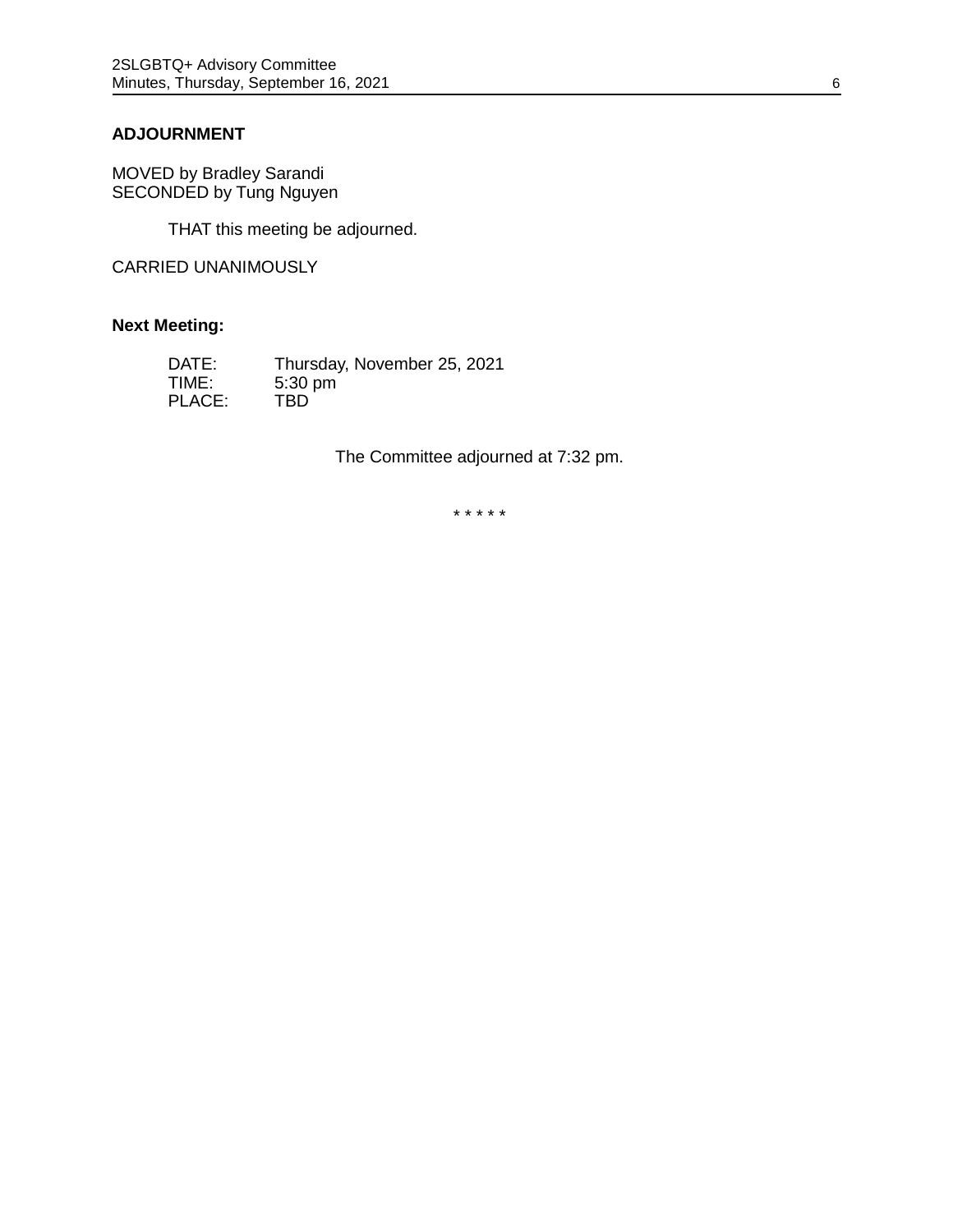## ADJOURNMENT

MOVED by Bradley Sarandi
SECONDED by Tung Nguyen

THAT this meeting be adjourned.

CARRIED UNANIMOUSLY

**Next Meeting:**

| | |
|---|---|
| DATE: | Thursday, November 25, 2021 |
| TIME: | 5:30 pm |
| PLACE: | TBD |

The Committee adjourned at 7:32 pm.

* * * * *